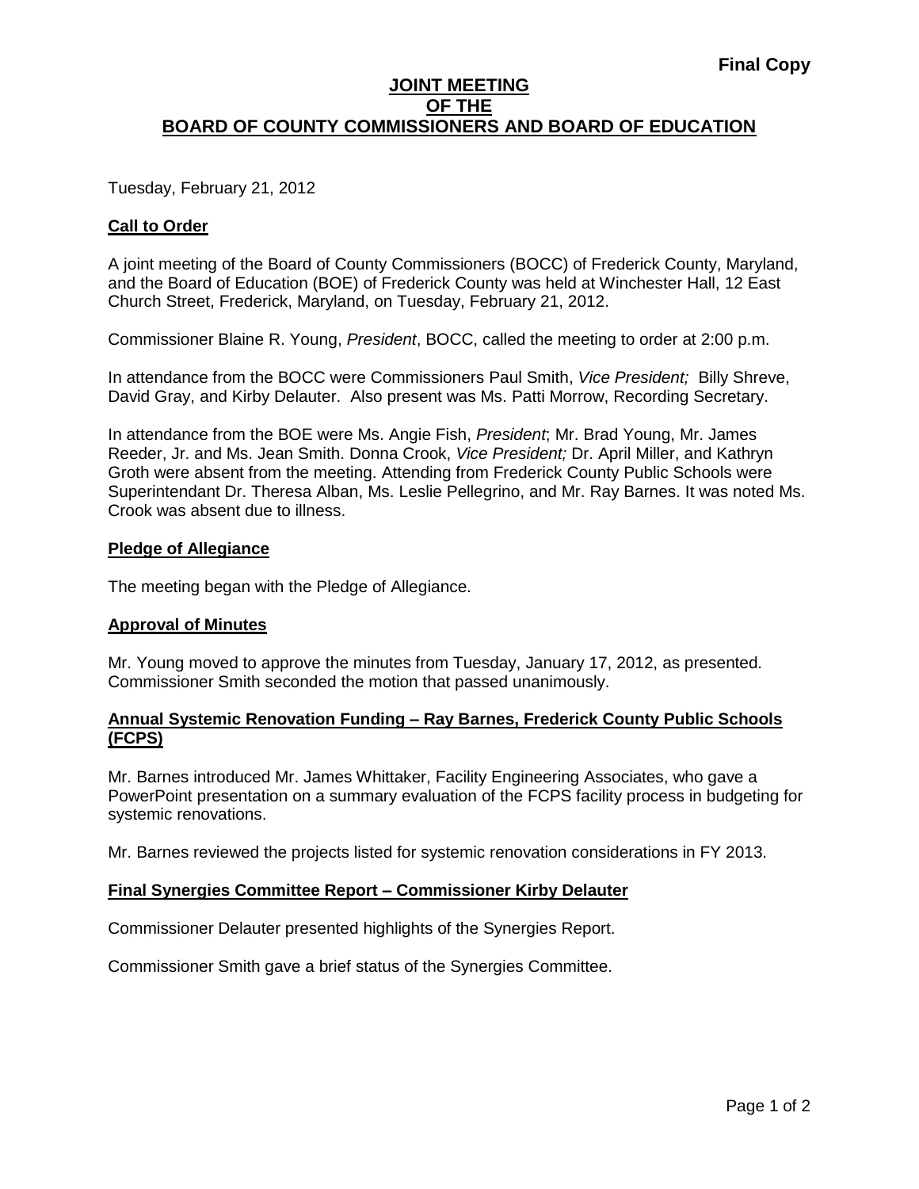**Final Copy**

# JOINT MEETING OF THE BOARD OF COUNTY COMMISSIONERS AND BOARD OF EDUCATION

Tuesday, February 21, 2012

## Call to Order

A joint meeting of the Board of County Commissioners (BOCC) of Frederick County, Maryland, and the Board of Education (BOE) of Frederick County was held at Winchester Hall, 12 East Church Street, Frederick, Maryland, on Tuesday, February 21, 2012.

Commissioner Blaine R. Young, *President*, BOCC, called the meeting to order at 2:00 p.m.

In attendance from the BOCC were Commissioners Paul Smith, *Vice President;* Billy Shreve, David Gray, and Kirby Delauter. Also present was Ms. Patti Morrow, Recording Secretary.

In attendance from the BOE were Ms. Angie Fish, *President*; Mr. Brad Young, Mr. James Reeder, Jr. and Ms. Jean Smith. Donna Crook, *Vice President;* Dr. April Miller, and Kathryn Groth were absent from the meeting. Attending from Frederick County Public Schools were Superintendant Dr. Theresa Alban, Ms. Leslie Pellegrino, and Mr. Ray Barnes. It was noted Ms. Crook was absent due to illness.

## Pledge of Allegiance

The meeting began with the Pledge of Allegiance.

## Approval of Minutes

Mr. Young moved to approve the minutes from Tuesday, January 17, 2012, as presented. Commissioner Smith seconded the motion that passed unanimously.

## Annual Systemic Renovation Funding – Ray Barnes, Frederick County Public Schools (FCPS)

Mr. Barnes introduced Mr. James Whittaker, Facility Engineering Associates, who gave a PowerPoint presentation on a summary evaluation of the FCPS facility process in budgeting for systemic renovations.

Mr. Barnes reviewed the projects listed for systemic renovation considerations in FY 2013.

## Final Synergies Committee Report – Commissioner Kirby Delauter

Commissioner Delauter presented highlights of the Synergies Report.

Commissioner Smith gave a brief status of the Synergies Committee.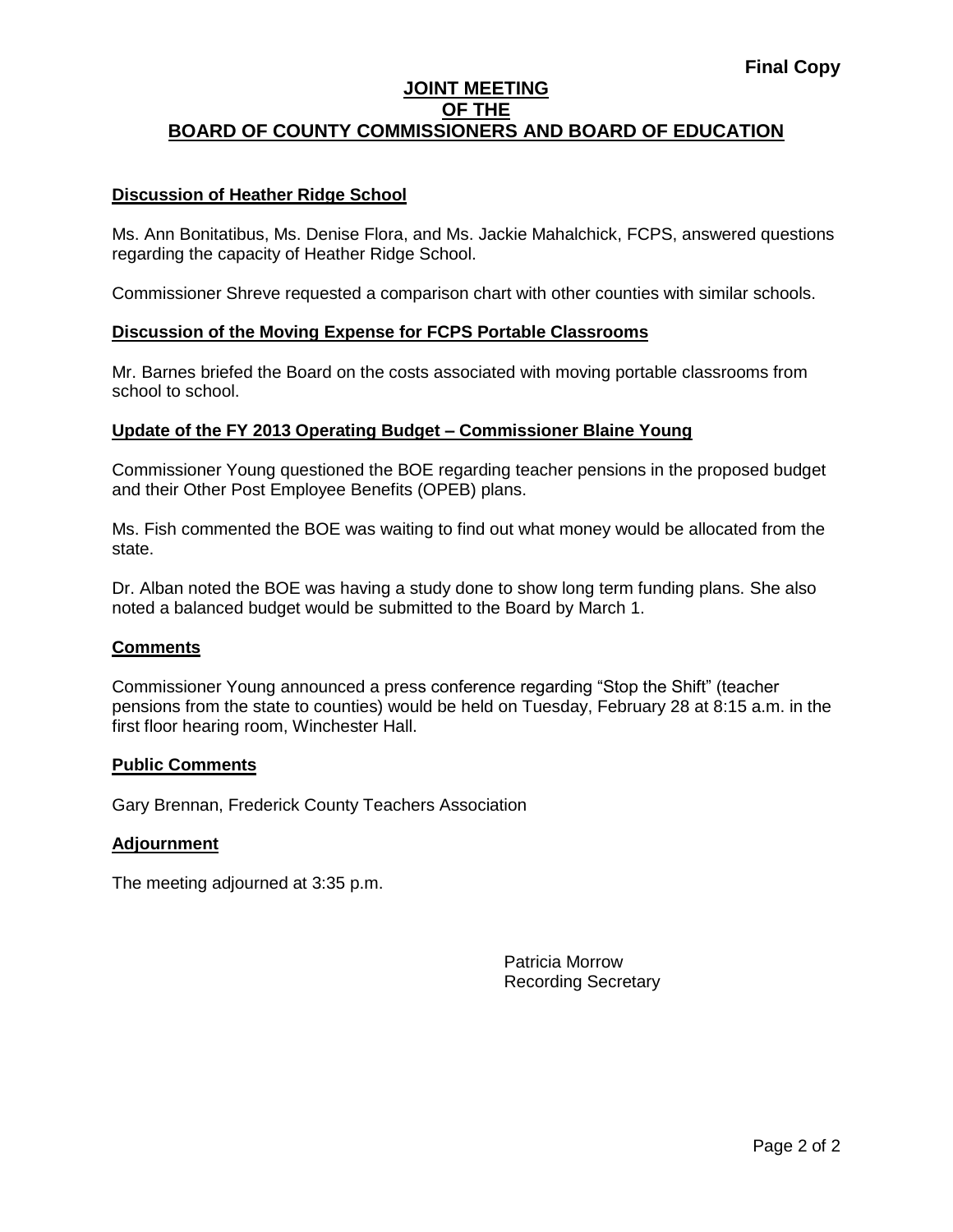**Final Copy**

# JOINT MEETING OF THE BOARD OF COUNTY COMMISSIONERS AND BOARD OF EDUCATION

## Discussion of Heather Ridge School

Ms. Ann Bonitatibus, Ms. Denise Flora, and Ms. Jackie Mahalchick, FCPS, answered questions regarding the capacity of Heather Ridge School.

Commissioner Shreve requested a comparison chart with other counties with similar schools.

## Discussion of the Moving Expense for FCPS Portable Classrooms

Mr. Barnes briefed the Board on the costs associated with moving portable classrooms from school to school.

## Update of the FY 2013 Operating Budget – Commissioner Blaine Young

Commissioner Young questioned the BOE regarding teacher pensions in the proposed budget and their Other Post Employee Benefits (OPEB) plans.

Ms. Fish commented the BOE was waiting to find out what money would be allocated from the state.

Dr. Alban noted the BOE was having a study done to show long term funding plans. She also noted a balanced budget would be submitted to the Board by March 1.

## Comments

Commissioner Young announced a press conference regarding "Stop the Shift" (teacher pensions from the state to counties) would be held on Tuesday, February 28 at 8:15 a.m. in the first floor hearing room, Winchester Hall.

## Public Comments

Gary Brennan, Frederick County Teachers Association

## Adjournment

The meeting adjourned at 3:35 p.m.

Patricia Morrow
Recording Secretary